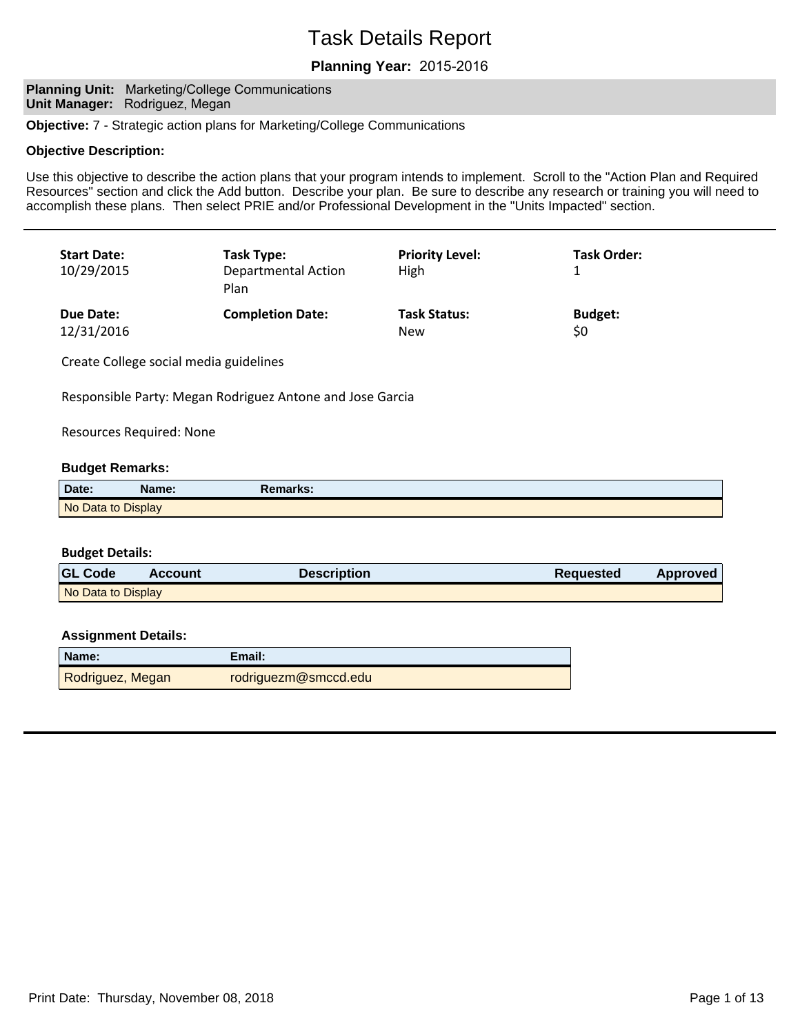# Task Details Report

**Planning Year:** 2015-2016

**Planning Unit:** Marketing/College Communications
**Unit Manager:** Rodriguez, Megan

**Objective:** 7 - Strategic action plans for Marketing/College Communications

**Objective Description:**

Use this objective to describe the action plans that your program intends to implement. Scroll to the "Action Plan and Required Resources" section and click the Add button. Describe your plan. Be sure to describe any research or training you will need to accomplish these plans. Then select PRIE and/or Professional Development in the "Units Impacted" section.

---

| | | | |
|---|---|---|---|
| **Start Date:** 10/29/2015 | **Task Type:** Departmental Action Plan | **Priority Level:** High | **Task Order:** 1 |
| **Due Date:** 12/31/2016 | **Completion Date:** | **Task Status:** New | **Budget:** $0 |

Create College social media guidelines

Responsible Party: Megan Rodriguez Antone and Jose Garcia

Resources Required: None

**Budget Remarks:**

| Date: | Name: | Remarks: |
|---|---|---|
| No Data to Display | | |

**Budget Details:**

| GL Code | Account | Description | Requested | Approved |
|---|---|---|---|---|
| No Data to Display | | | | |

**Assignment Details:**

| Name: | Email: |
|---|---|
| Rodriguez, Megan | rodriguezm@smccd.edu |

---

Print Date: Thursday, November 08, 2018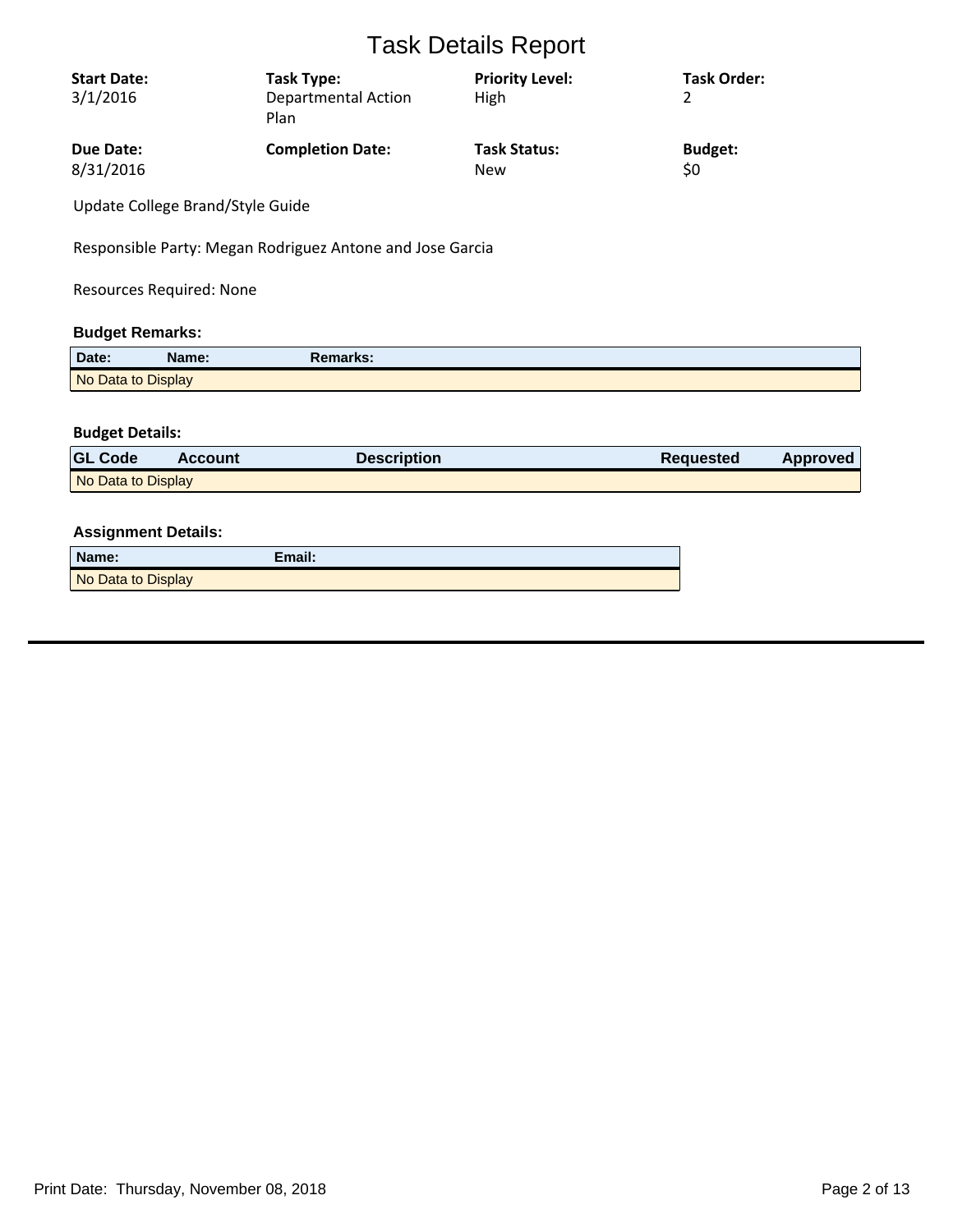# Task Details Report

| | | | |
|---|---|---|---|
| **Start Date:** 3/1/2016 | **Task Type:** Departmental Action Plan | **Priority Level:** High | **Task Order:** 2 |
| **Due Date:** 8/31/2016 | **Completion Date:** | **Task Status:** New | **Budget:** $0 |

Update College Brand/Style Guide

Responsible Party: Megan Rodriguez Antone and Jose Garcia

Resources Required: None

### Budget Remarks:

| Date: | Name: | Remarks: |
|---|---|---|
| No Data to Display | | |

### Budget Details:

| GL Code | Account | Description | Requested | Approved |
|---|---|---|---|---|
| No Data to Display | | | | |

### Assignment Details:

| Name: | Email: |
|---|---|
| No Data to Display | |

Print Date: Thursday, November 08, 2018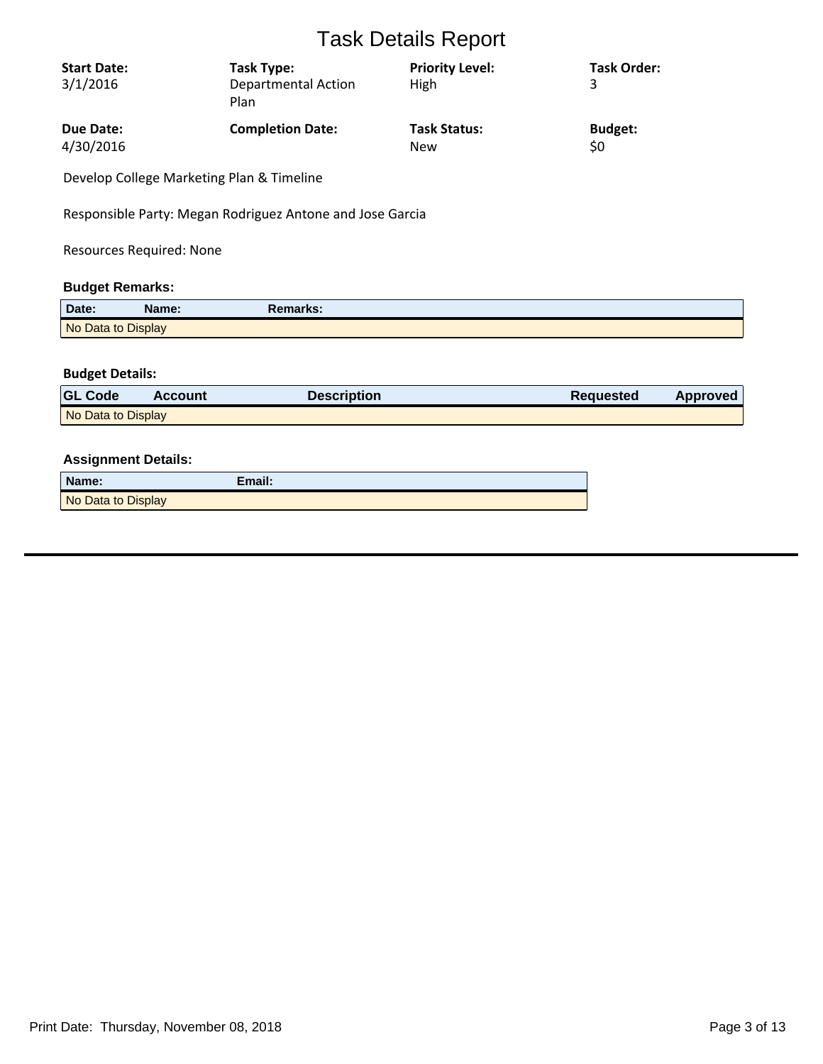# Task Details Report

| | | | |
|---|---|---|---|
| **Start Date:** 3/1/2016 | **Task Type:** Departmental Action Plan | **Priority Level:** High | **Task Order:** 3 |
| **Due Date:** 4/30/2016 | **Completion Date:** | **Task Status:** New | **Budget:** $0 |

Develop College Marketing Plan & Timeline

Responsible Party: Megan Rodriguez Antone and Jose Garcia

Resources Required: None

**Budget Remarks:**

| Date: | Name: | Remarks: |
|---|---|---|
| No Data to Display | | |

**Budget Details:**

| GL Code | Account | Description | Requested | Approved |
|---|---|---|---|---|
| No Data to Display | | | | |

**Assignment Details:**

| Name: | Email: |
|---|---|
| No Data to Display | |

Print Date: Thursday, November 08, 2018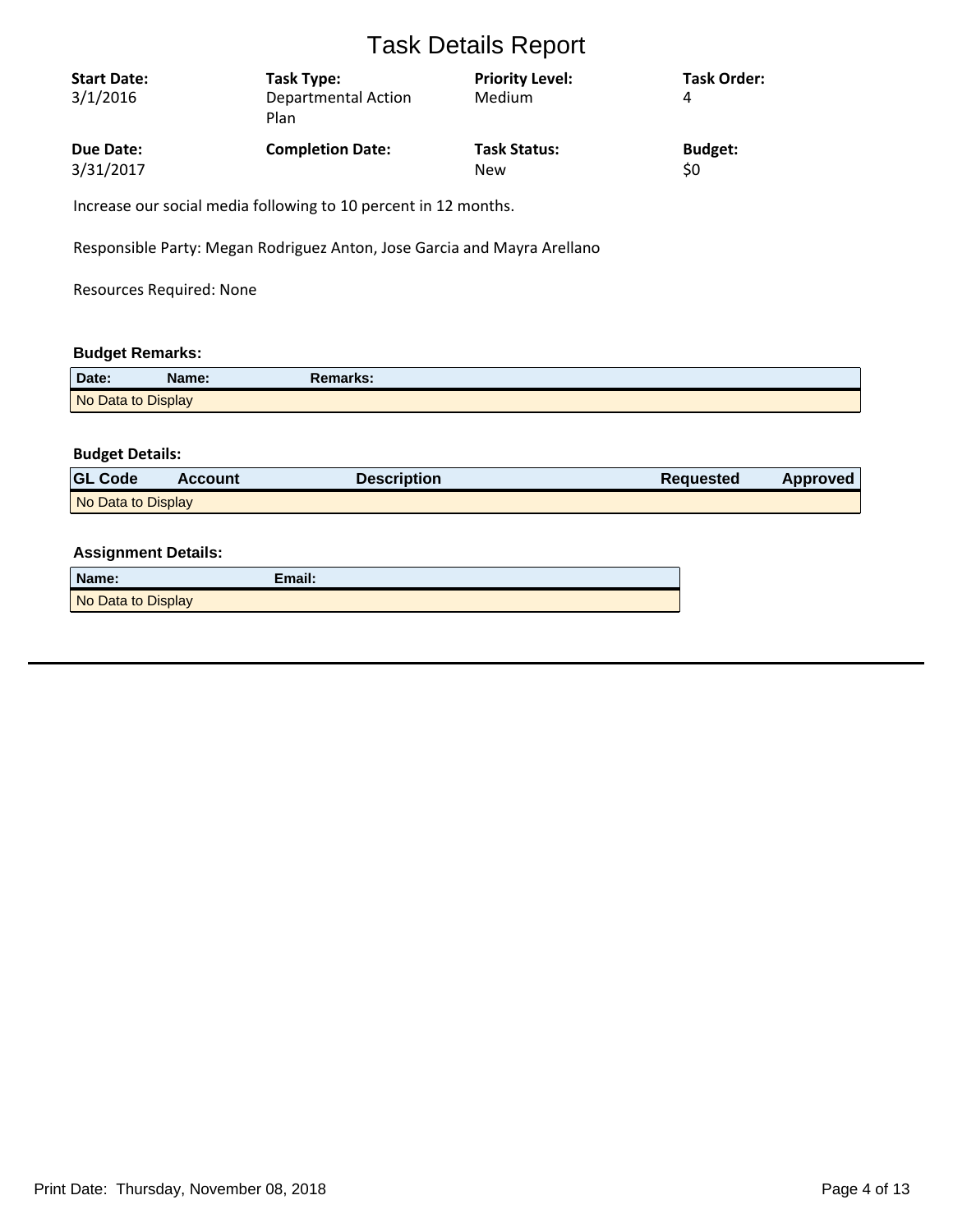# Task Details Report

| | | | |
|---|---|---|---|
| **Start Date:** 3/1/2016 | **Task Type:** Departmental Action Plan | **Priority Level:** Medium | **Task Order:** 4 |
| **Due Date:** 3/31/2017 | **Completion Date:** | **Task Status:** New | **Budget:** $0 |

Increase our social media following to 10 percent in 12 months.

Responsible Party: Megan Rodriguez Anton, Jose Garcia and Mayra Arellano

Resources Required: None

**Budget Remarks:**

| Date: | Name: | Remarks: |
|---|---|---|
| No Data to Display | | |

**Budget Details:**

| GL Code | Account | Description | Requested | Approved |
|---|---|---|---|---|
| No Data to Display | | | | |

**Assignment Details:**

| Name: | Email: |
|---|---|
| No Data to Display | |

Print Date: Thursday, November 08, 2018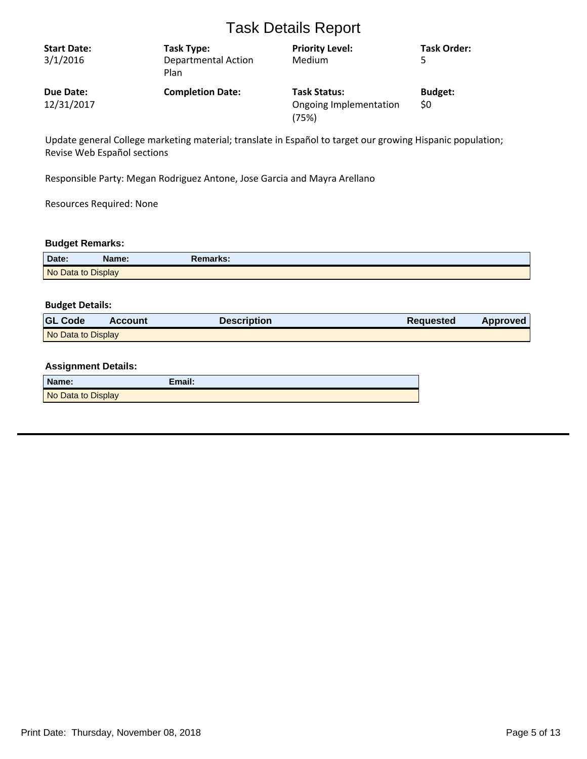# Task Details Report

| Start Date: | Task Type: | Priority Level: | Task Order: |
|---|---|---|---|
| 3/1/2016 | Departmental Action Plan | Medium | 5 |
| **Due Date:** | **Completion Date:** | **Task Status:** | **Budget:** |
| 12/31/2017 | | Ongoing Implementation (75%) | $0 |

Update general College marketing material; translate in Español to target our growing Hispanic population; Revise Web Español sections

Responsible Party: Megan Rodriguez Antone, Jose Garcia and Mayra Arellano

Resources Required: None

### Budget Remarks:

| Date: | Name: | Remarks: |
|---|---|---|
| No Data to Display | | |

### Budget Details:

| GL Code | Account | Description | Requested | Approved |
|---|---|---|---|---|
| No Data to Display | | | | |

### Assignment Details:

| Name: | Email: |
|---|---|
| No Data to Display | |

Print Date: Thursday, November 08, 2018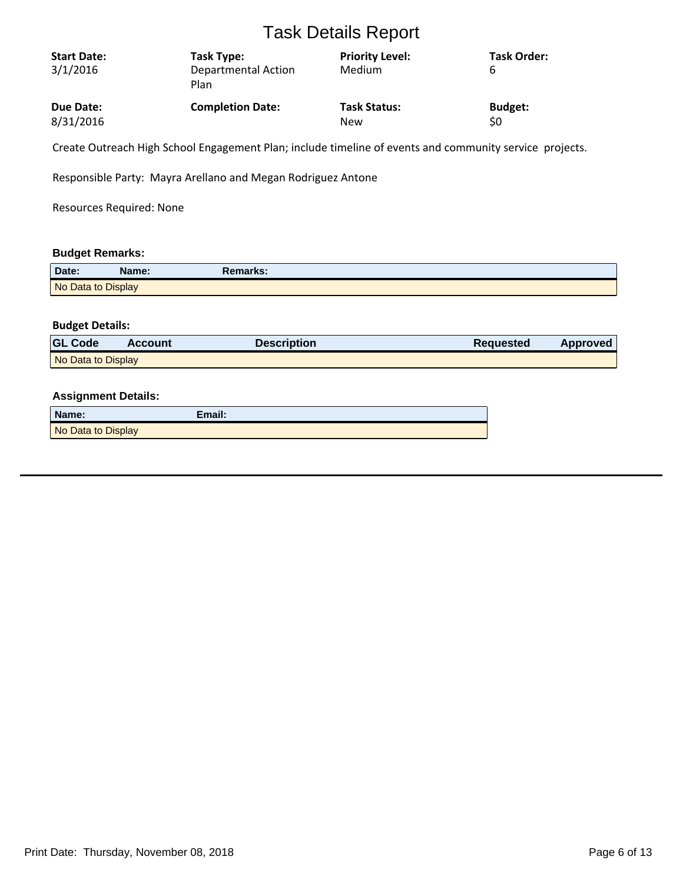# Task Details Report

| | | | |
|---|---|---|---|
| **Start Date:** 3/1/2016 | **Task Type:** Departmental Action Plan | **Priority Level:** Medium | **Task Order:** 6 |
| **Due Date:** 8/31/2016 | **Completion Date:** | **Task Status:** New | **Budget:** $0 |

Create Outreach High School Engagement Plan; include timeline of events and community service projects.

Responsible Party: Mayra Arellano and Megan Rodriguez Antone

Resources Required: None

### Budget Remarks:

| Date: | Name: | Remarks: |
|---|---|---|
| No Data to Display | | |

### Budget Details:

| GL Code | Account | Description | Requested | Approved |
|---|---|---|---|---|
| No Data to Display | | | | |

### Assignment Details:

| Name: | Email: |
|---|---|
| No Data to Display | |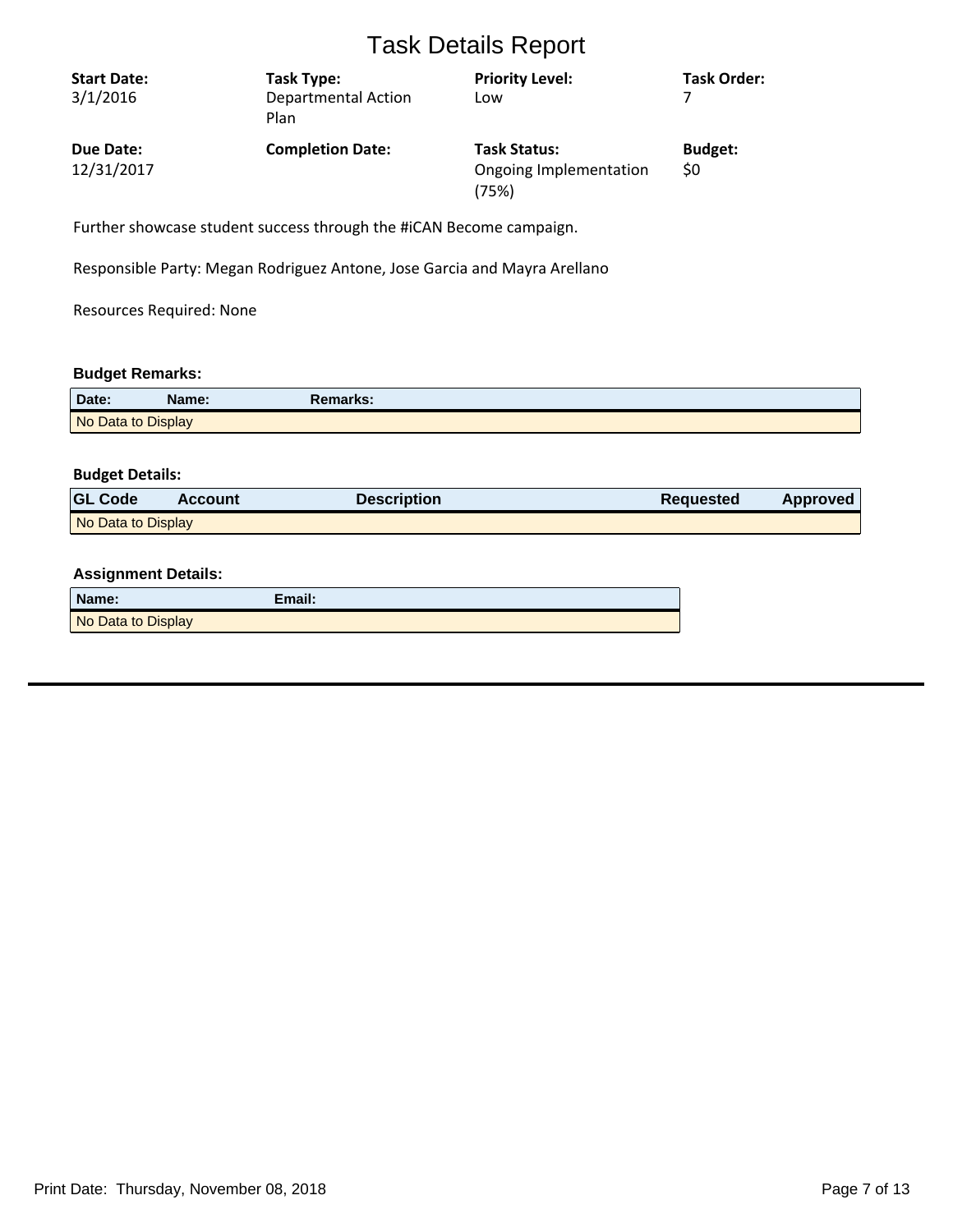# Task Details Report

| Start Date: | Task Type: | Priority Level: | Task Order: |
|---|---|---|---|
| 3/1/2016 | Departmental Action Plan | Low | 7 |
| **Due Date:** | **Completion Date:** | **Task Status:** | **Budget:** |
| 12/31/2017 | | Ongoing Implementation (75%) | $0 |

Further showcase student success through the #iCAN Become campaign.

Responsible Party: Megan Rodriguez Antone, Jose Garcia and Mayra Arellano

Resources Required: None

**Budget Remarks:**

| Date: | Name: | Remarks: |
|---|---|---|
| No Data to Display | | |

**Budget Details:**

| GL Code | Account | Description | Requested | Approved |
|---|---|---|---|---|
| No Data to Display | | | | |

**Assignment Details:**

| Name: | Email: |
|---|---|
| No Data to Display | |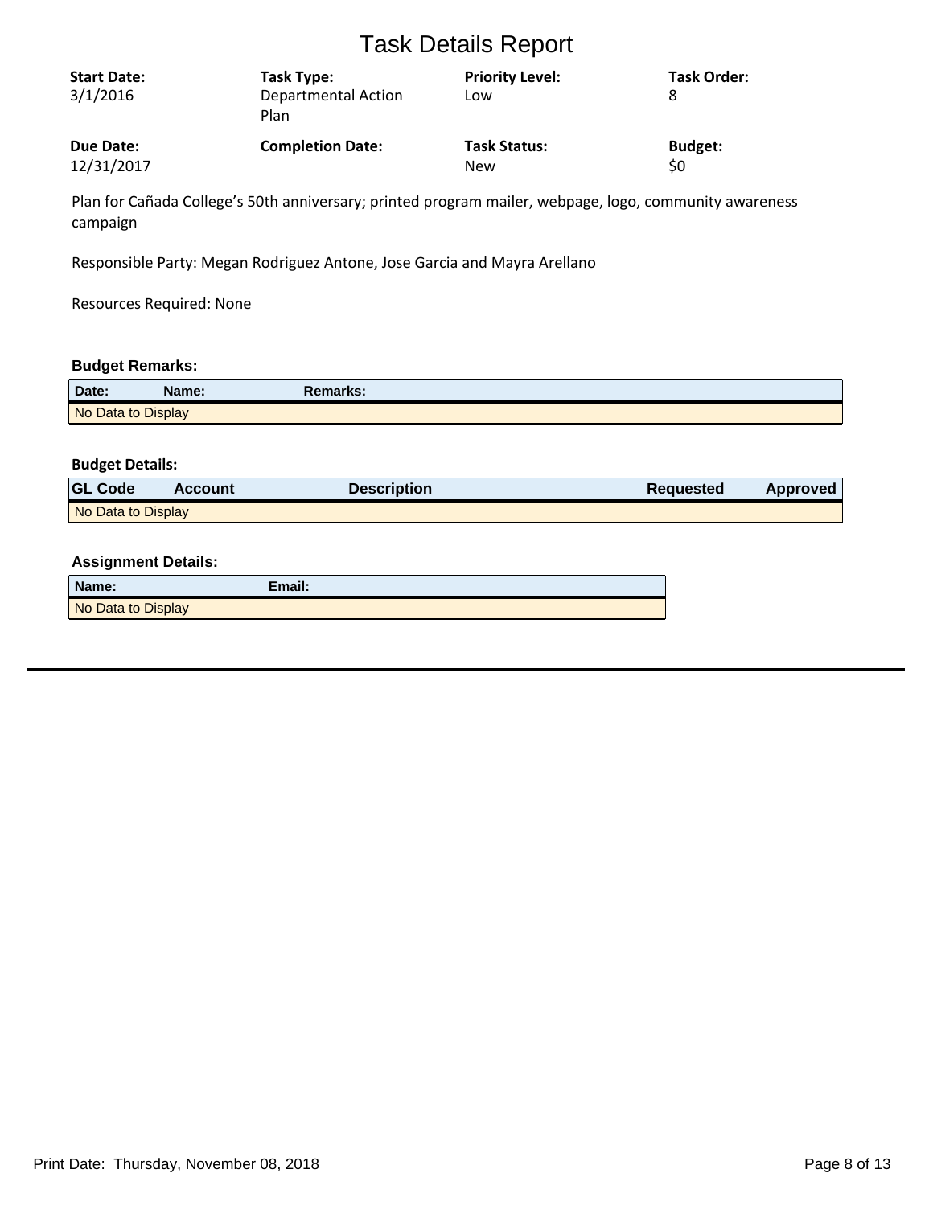# Task Details Report

| Start Date: | Task Type: | Priority Level: | Task Order: |
|---|---|---|---|
| 3/1/2016 | Departmental Action Plan | Low | 8 |
| **Due Date:** | **Completion Date:** | **Task Status:** | **Budget:** |
| 12/31/2017 | | New | $0 |

Plan for Cañada College's 50th anniversary; printed program mailer, webpage, logo, community awareness campaign

Responsible Party: Megan Rodriguez Antone, Jose Garcia and Mayra Arellano

Resources Required: None

### Budget Remarks:

| Date: | Name: | Remarks: |
|---|---|---|
| No Data to Display | | |

### Budget Details:

| GL Code | Account | Description | Requested | Approved |
|---|---|---|---|---|
| No Data to Display | | | | |

### Assignment Details:

| Name: | Email: |
|---|---|
| No Data to Display | |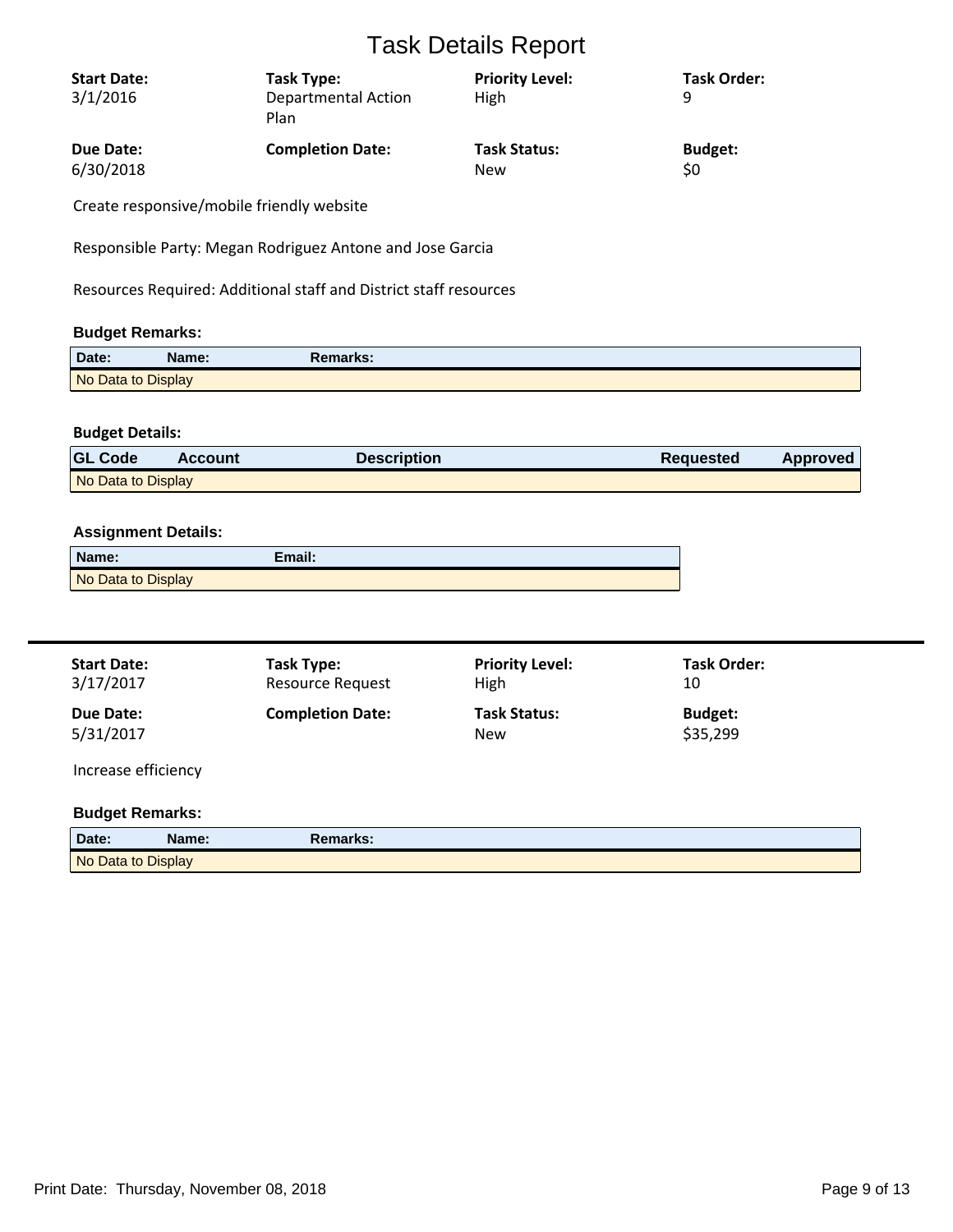# Task Details Report

| | | | |
|---|---|---|---|
| **Start Date:** 3/1/2016 | **Task Type:** Departmental Action Plan | **Priority Level:** High | **Task Order:** 9 |
| **Due Date:** 6/30/2018 | **Completion Date:** | **Task Status:** New | **Budget:** $0 |

Create responsive/mobile friendly website

Responsible Party: Megan Rodriguez Antone and Jose Garcia

Resources Required: Additional staff and District staff resources

**Budget Remarks:**

| Date: | Name: | Remarks: |
|---|---|---|
| No Data to Display | | |

**Budget Details:**

| GL Code | Account | Description | Requested | Approved |
|---|---|---|---|---|
| No Data to Display | | | | |

**Assignment Details:**

| Name: | Email: |
|---|---|
| No Data to Display | |

---

| | | | |
|---|---|---|---|
| **Start Date:** 3/17/2017 | **Task Type:** Resource Request | **Priority Level:** High | **Task Order:** 10 |
| **Due Date:** 5/31/2017 | **Completion Date:** | **Task Status:** New | **Budget:** $35,299 |

Increase efficiency

**Budget Remarks:**

| Date: | Name: | Remarks: |
|---|---|---|
| No Data to Display | | |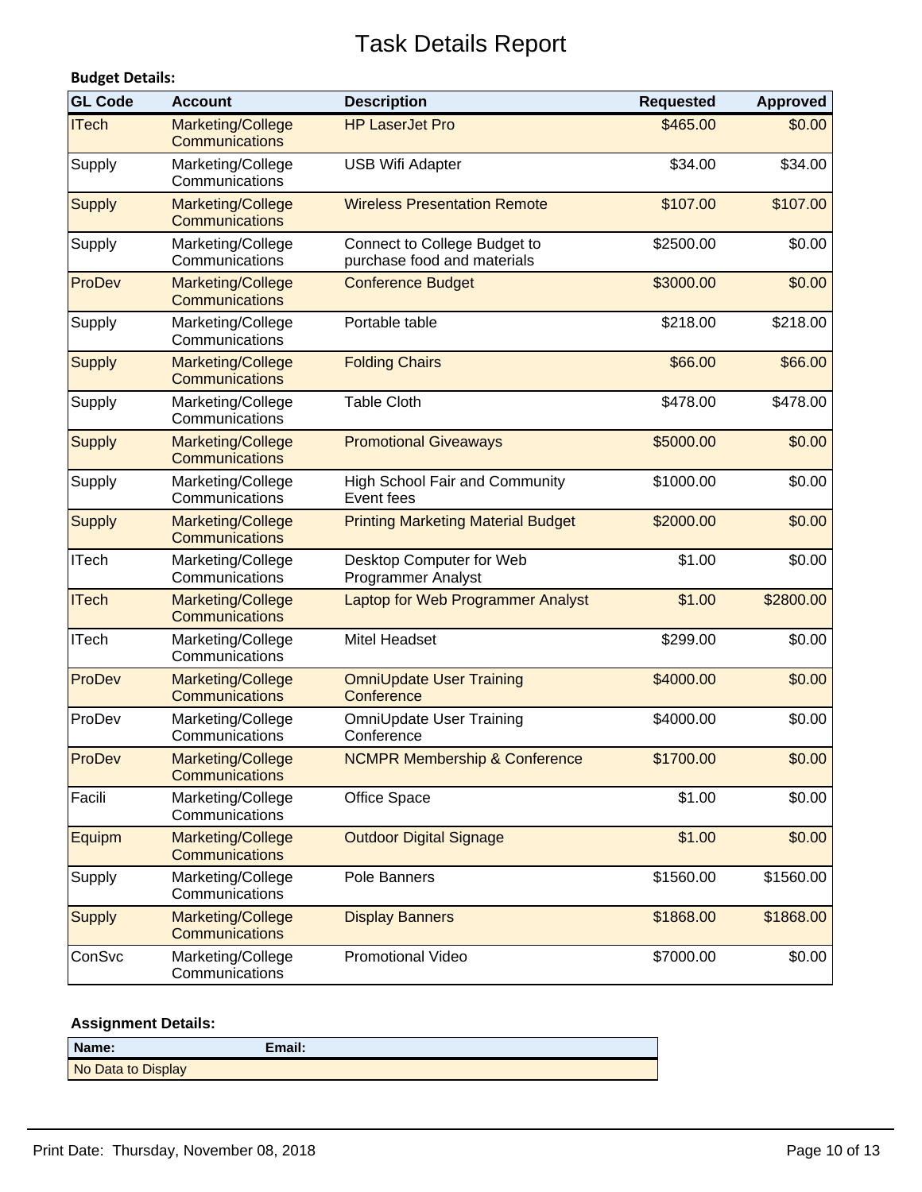# Task Details Report

**Budget Details:**

| GL Code | Account | Description | Requested | Approved |
|---|---|---|---|---|
| ITech | Marketing/College Communications | HP LaserJet Pro | $465.00 | $0.00 |
| Supply | Marketing/College Communications | USB Wifi Adapter | $34.00 | $34.00 |
| Supply | Marketing/College Communications | Wireless Presentation Remote | $107.00 | $107.00 |
| Supply | Marketing/College Communications | Connect to College Budget to purchase food and materials | $2500.00 | $0.00 |
| ProDev | Marketing/College Communications | Conference Budget | $3000.00 | $0.00 |
| Supply | Marketing/College Communications | Portable table | $218.00 | $218.00 |
| Supply | Marketing/College Communications | Folding Chairs | $66.00 | $66.00 |
| Supply | Marketing/College Communications | Table Cloth | $478.00 | $478.00 |
| Supply | Marketing/College Communications | Promotional Giveaways | $5000.00 | $0.00 |
| Supply | Marketing/College Communications | High School Fair and Community Event fees | $1000.00 | $0.00 |
| Supply | Marketing/College Communications | Printing Marketing Material Budget | $2000.00 | $0.00 |
| ITech | Marketing/College Communications | Desktop Computer for Web Programmer Analyst | $1.00 | $0.00 |
| ITech | Marketing/College Communications | Laptop for Web Programmer Analyst | $1.00 | $2800.00 |
| ITech | Marketing/College Communications | Mitel Headset | $299.00 | $0.00 |
| ProDev | Marketing/College Communications | OmniUpdate User Training Conference | $4000.00 | $0.00 |
| ProDev | Marketing/College Communications | OmniUpdate User Training Conference | $4000.00 | $0.00 |
| ProDev | Marketing/College Communications | NCMPR Membership & Conference | $1700.00 | $0.00 |
| Facili | Marketing/College Communications | Office Space | $1.00 | $0.00 |
| Equipm | Marketing/College Communications | Outdoor Digital Signage | $1.00 | $0.00 |
| Supply | Marketing/College Communications | Pole Banners | $1560.00 | $1560.00 |
| Supply | Marketing/College Communications | Display Banners | $1868.00 | $1868.00 |
| ConSvc | Marketing/College Communications | Promotional Video | $7000.00 | $0.00 |

**Assignment Details:**

| Name: | Email: |
|---|---|
| No Data to Display | |

Print Date: Thursday, November 08, 2018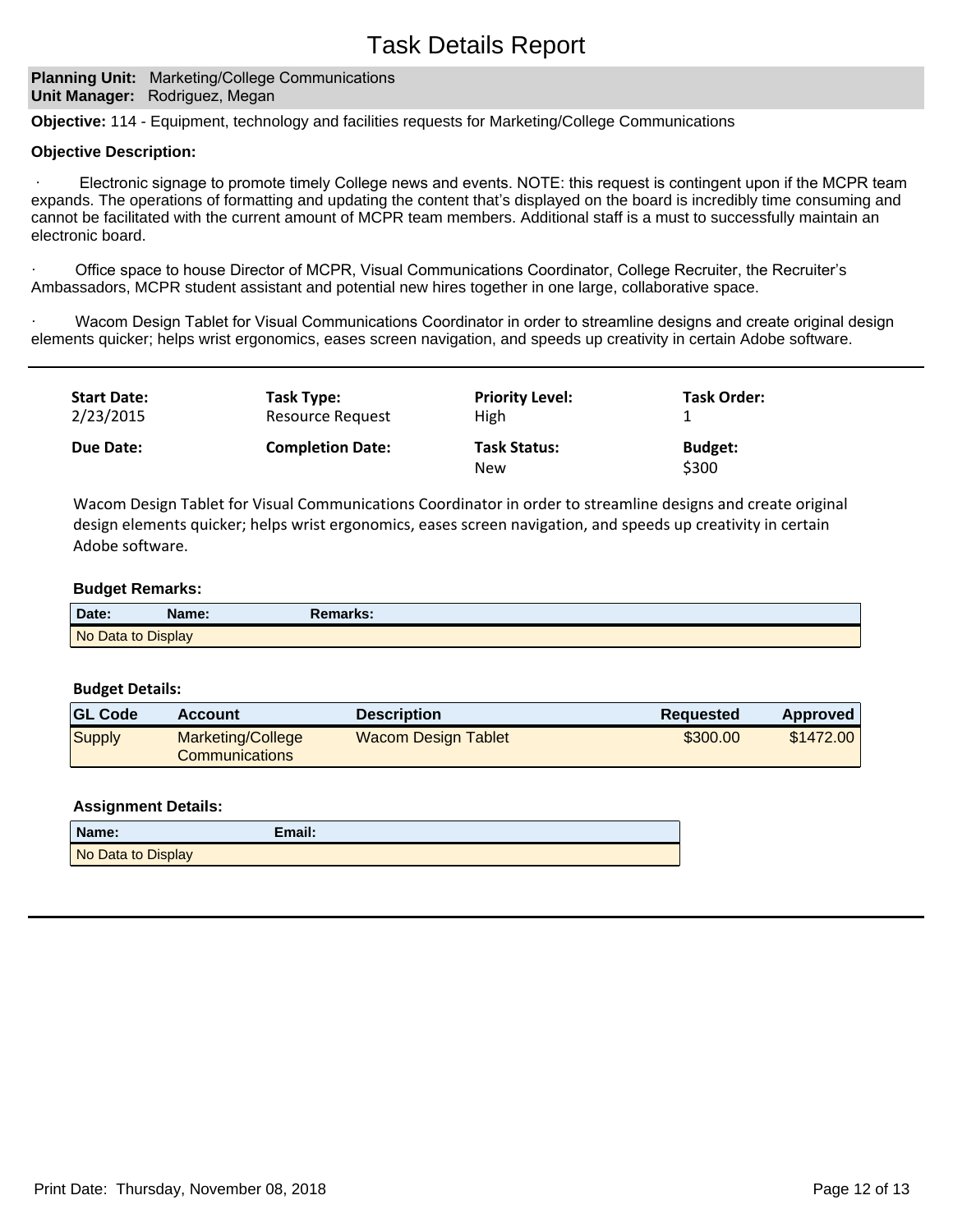# Task Details Report

**Planning Unit:** Marketing/College Communications
**Unit Manager:** Rodriguez, Megan

**Objective:** 114 - Equipment, technology and facilities requests for Marketing/College Communications

**Objective Description:**

· Electronic signage to promote timely College news and events. NOTE: this request is contingent upon if the MCPR team expands. The operations of formatting and updating the content that's displayed on the board is incredibly time consuming and cannot be facilitated with the current amount of MCPR team members. Additional staff is a must to successfully maintain an electronic board.

· Office space to house Director of MCPR, Visual Communications Coordinator, College Recruiter, the Recruiter's Ambassadors, MCPR student assistant and potential new hires together in one large, collaborative space.

· Wacom Design Tablet for Visual Communications Coordinator in order to streamline designs and create original design elements quicker; helps wrist ergonomics, eases screen navigation, and speeds up creativity in certain Adobe software.

---

| | | | |
|---|---|---|---|
| **Start Date:** 2/23/2015 | **Task Type:** Resource Request | **Priority Level:** High | **Task Order:** 1 |
| **Due Date:** | **Completion Date:** | **Task Status:** New | **Budget:** $300 |

Wacom Design Tablet for Visual Communications Coordinator in order to streamline designs and create original design elements quicker; helps wrist ergonomics, eases screen navigation, and speeds up creativity in certain Adobe software.

**Budget Remarks:**

| Date: | Name: | Remarks: |
|---|---|---|
| No Data to Display | | |

**Budget Details:**

| GL Code | Account | Description | Requested | Approved |
|---|---|---|---|---|
| Supply | Marketing/College Communications | Wacom Design Tablet | $300.00 | $1472.00 |

**Assignment Details:**

| Name: | Email: |
|---|---|
| No Data to Display | |

---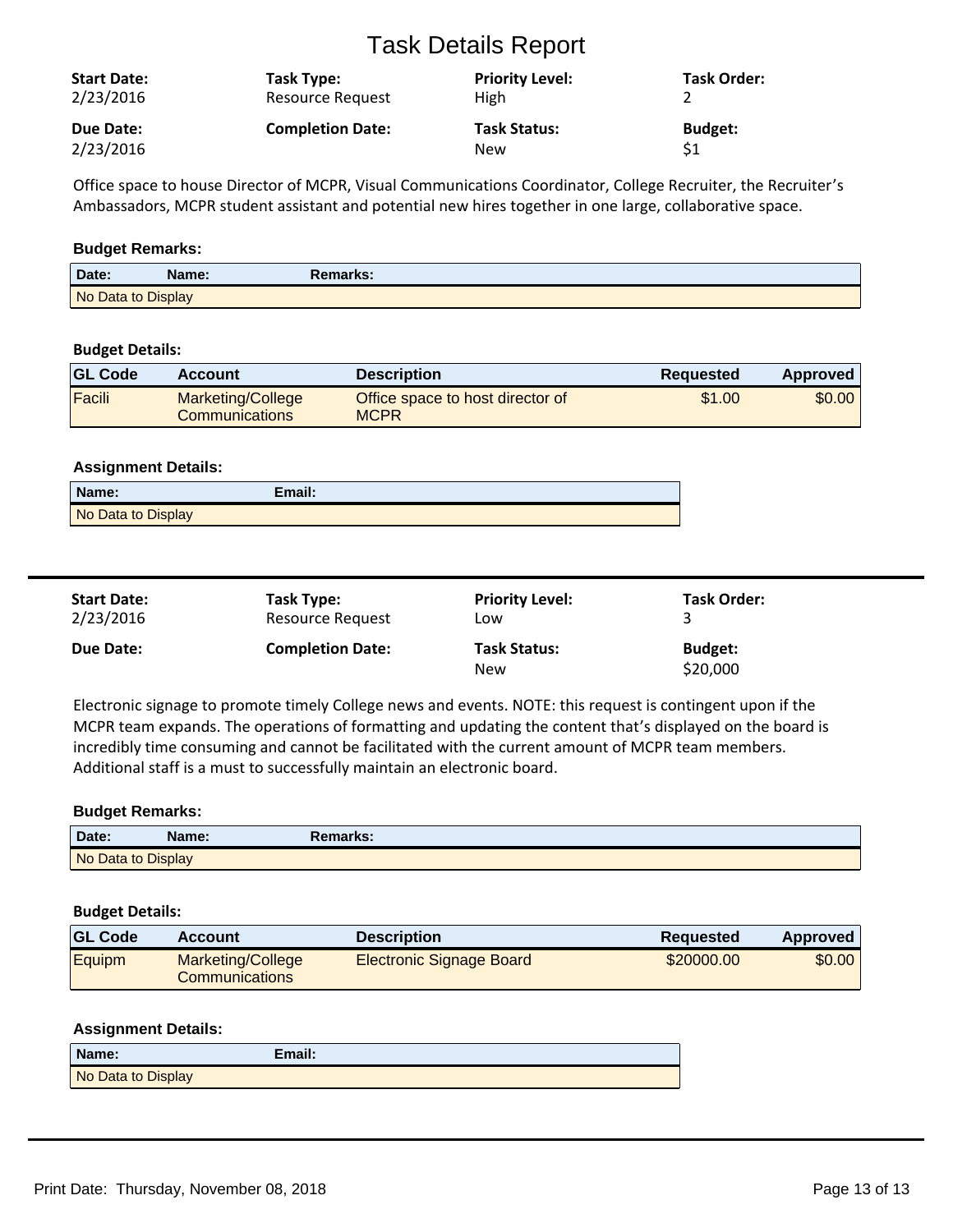# Task Details Report

| Start Date: | Task Type: | Priority Level: | Task Order: |
|---|---|---|---|
| 2/23/2016 | Resource Request | High | 2 |
| **Due Date:** | **Completion Date:** | **Task Status:** | **Budget:** |
| 2/23/2016 | | New | $1 |

Office space to house Director of MCPR, Visual Communications Coordinator, College Recruiter, the Recruiter's Ambassadors, MCPR student assistant and potential new hires together in one large, collaborative space.

**Budget Remarks:**

| Date: | Name: | Remarks: |
|---|---|---|
| No Data to Display | | |

**Budget Details:**

| GL Code | Account | Description | Requested | Approved |
|---|---|---|---|---|
| Facili | Marketing/College Communications | Office space to host director of MCPR | $1.00 | $0.00 |

**Assignment Details:**

| Name: | Email: |
|---|---|
| No Data to Display | |

---

| Start Date: | Task Type: | Priority Level: | Task Order: |
|---|---|---|---|
| 2/23/2016 | Resource Request | Low | 3 |
| **Due Date:** | **Completion Date:** | **Task Status:** | **Budget:** |
| | | New | $20,000 |

Electronic signage to promote timely College news and events. NOTE: this request is contingent upon if the MCPR team expands. The operations of formatting and updating the content that's displayed on the board is incredibly time consuming and cannot be facilitated with the current amount of MCPR team members. Additional staff is a must to successfully maintain an electronic board.

**Budget Remarks:**

| Date: | Name: | Remarks: |
|---|---|---|
| No Data to Display | | |

**Budget Details:**

| GL Code | Account | Description | Requested | Approved |
|---|---|---|---|---|
| Equipm | Marketing/College Communications | Electronic Signage Board | $20000.00 | $0.00 |

**Assignment Details:**

| Name: | Email: |
|---|---|
| No Data to Display | |

Print Date: Thursday, November 08, 2018